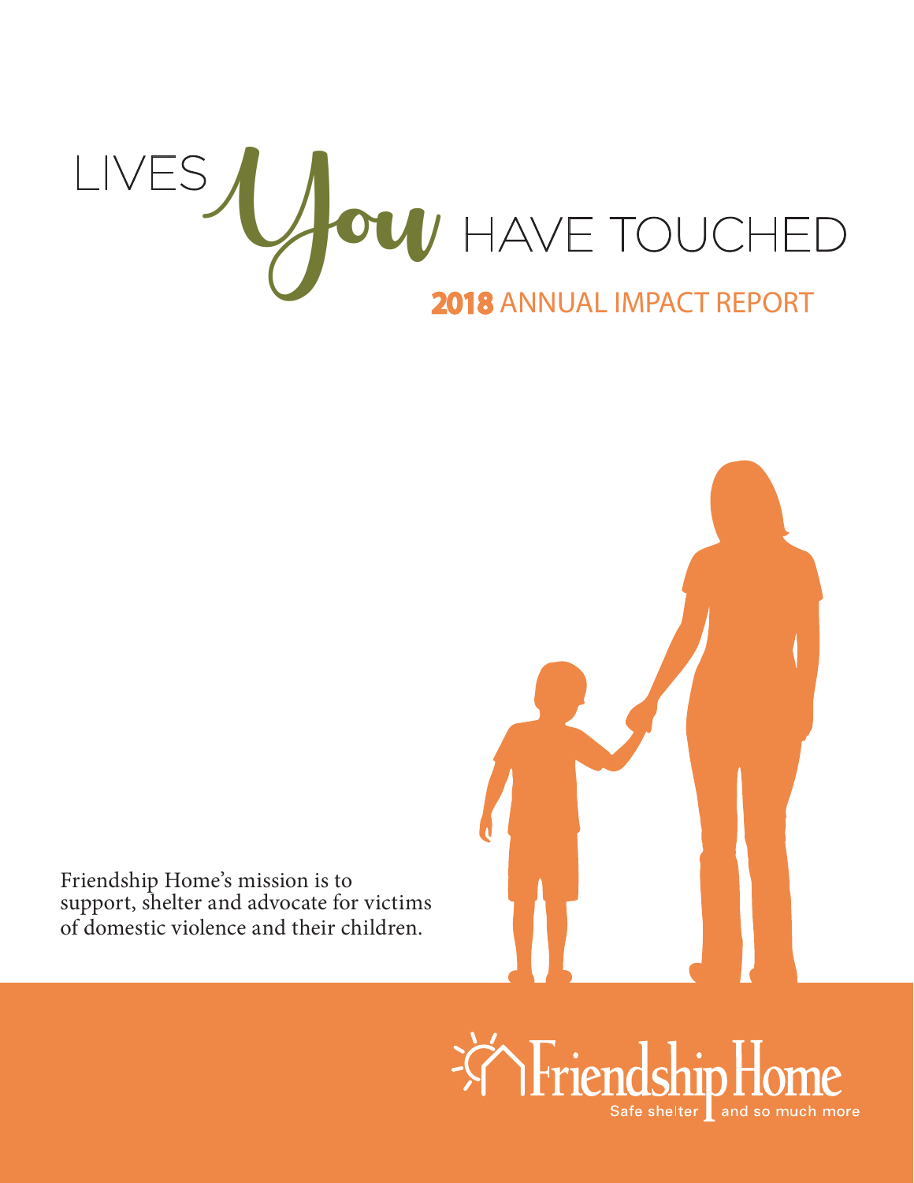# LIVES *You* HAVE TOUCHED

## 2018 ANNUAL IMPACT REPORT

Friendship Home's mission is to support, shelter and advocate for victims of domestic violence and their children.

Friendship Home

Safe shelter | and so much more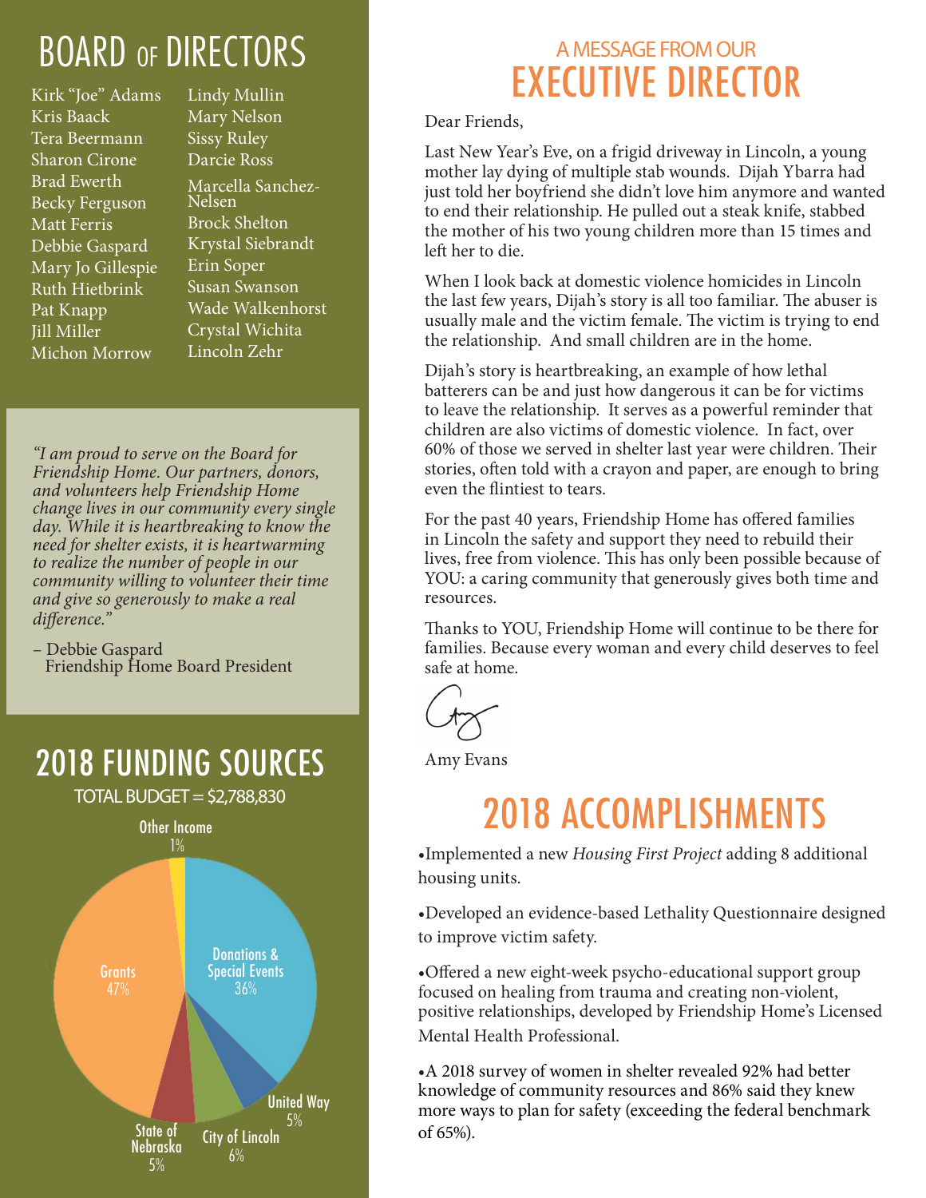# BOARD OF DIRECTORS

Kirk "Joe" Adams
Kris Baack
Tera Beermann
Sharon Cirone
Brad Ewerth
Becky Ferguson
Matt Ferris
Debbie Gaspard
Mary Jo Gillespie
Ruth Hietbrink
Pat Knapp
Jill Miller
Michon Morrow
Lindy Mullin
Mary Nelson
Sissy Ruley
Darcie Ross
Marcella Sanchez-Nelsen
Brock Shelton
Krystal Siebrandt
Erin Soper
Susan Swanson
Wade Walkenhorst
Crystal Wichita
Lincoln Zehr

*"I am proud to serve on the Board for Friendship Home. Our partners, donors, and volunteers help Friendship Home change lives in our community every single day. While it is heartbreaking to know the need for shelter exists, it is heartwarming to realize the number of people in our community willing to volunteer their time and give so generously to make a real difference."*

– Debbie Gaspard
Friendship Home Board President

## 2018 FUNDING SOURCES

TOTAL BUDGET = $2,788,830

| Source | Percentage |
|---|---|
| Grants | 47% |
| Donations & Special Events | 36% |
| City of Lincoln | 6% |
| United Way | 5% |
| State of Nebraska | 5% |
| Other Income | 1% |

### A MESSAGE FROM OUR
# EXECUTIVE DIRECTOR

Dear Friends,

Last New Year's Eve, on a frigid driveway in Lincoln, a young mother lay dying of multiple stab wounds. Dijah Ybarra had just told her boyfriend she didn't love him anymore and wanted to end their relationship. He pulled out a steak knife, stabbed the mother of his two young children more than 15 times and left her to die.

When I look back at domestic violence homicides in Lincoln the last few years, Dijah's story is all too familiar. The abuser is usually male and the victim female. The victim is trying to end the relationship. And small children are in the home.

Dijah's story is heartbreaking, an example of how lethal batterers can be and just how dangerous it can be for victims to leave the relationship. It serves as a powerful reminder that children are also victims of domestic violence. In fact, over 60% of those we served in shelter last year were children. Their stories, often told with a crayon and paper, are enough to bring even the flintiest to tears.

For the past 40 years, Friendship Home has offered families in Lincoln the safety and support they need to rebuild their lives, free from violence. This has only been possible because of YOU: a caring community that generously gives both time and resources.

Thanks to YOU, Friendship Home will continue to be there for families. Because every woman and every child deserves to feel safe at home.

Amy Evans

# 2018 ACCOMPLISHMENTS

- Implemented a new *Housing First Project* adding 8 additional housing units.
- Developed an evidence-based Lethality Questionnaire designed to improve victim safety.
- Offered a new eight-week psycho-educational support group focused on healing from trauma and creating non-violent, positive relationships, developed by Friendship Home's Licensed Mental Health Professional.
- A 2018 survey of women in shelter revealed 92% had better knowledge of community resources and 86% said they knew more ways to plan for safety (exceeding the federal benchmark of 65%).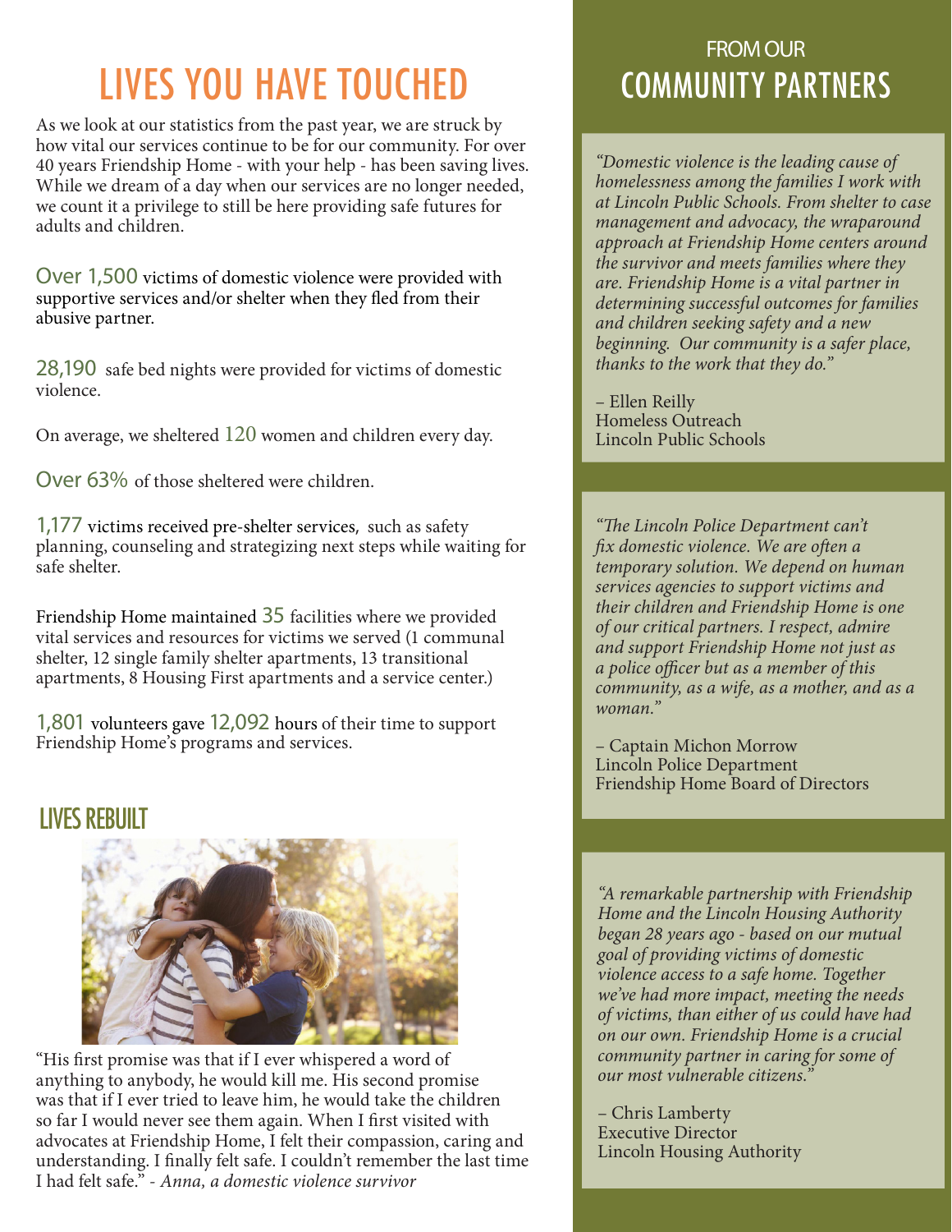# LIVES YOU HAVE TOUCHED

As we look at our statistics from the past year, we are struck by how vital our services continue to be for our community. For over 40 years Friendship Home - with your help - has been saving lives. While we dream of a day when our services are no longer needed, we count it a privilege to still be here providing safe futures for adults and children.

Over 1,500 victims of domestic violence were provided with supportive services and/or shelter when they fled from their abusive partner.

28,190 safe bed nights were provided for victims of domestic violence.

On average, we sheltered 120 women and children every day.

Over 63% of those sheltered were children.

1,177 victims received pre-shelter services, such as safety planning, counseling and strategizing next steps while waiting for safe shelter.

Friendship Home maintained 35 facilities where we provided vital services and resources for victims we served (1 communal shelter, 12 single family shelter apartments, 13 transitional apartments, 8 Housing First apartments and a service center.)

1,801 volunteers gave 12,092 hours of their time to support Friendship Home's programs and services.

## LIVES REBUILT

"His first promise was that if I ever whispered a word of anything to anybody, he would kill me. His second promise was that if I ever tried to leave him, he would take the children so far I would never see them again. When I first visited with advocates at Friendship Home, I felt their compassion, caring and understanding. I finally felt safe. I couldn't remember the last time I had felt safe." - *Anna, a domestic violence survivor*

## FROM OUR COMMUNITY PARTNERS

*"Domestic violence is the leading cause of homelessness among the families I work with at Lincoln Public Schools. From shelter to case management and advocacy, the wraparound approach at Friendship Home centers around the survivor and meets families where they are. Friendship Home is a vital partner in determining successful outcomes for families and children seeking safety and a new beginning. Our community is a safer place, thanks to the work that they do."*

– Ellen Reilly
Homeless Outreach
Lincoln Public Schools

*"The Lincoln Police Department can't fix domestic violence. We are often a temporary solution. We depend on human services agencies to support victims and their children and Friendship Home is one of our critical partners. I respect, admire and support Friendship Home not just as a police officer but as a member of this community, as a wife, as a mother, and as a woman."*

– Captain Michon Morrow
Lincoln Police Department
Friendship Home Board of Directors

*"A remarkable partnership with Friendship Home and the Lincoln Housing Authority began 28 years ago - based on our mutual goal of providing victims of domestic violence access to a safe home. Together we've had more impact, meeting the needs of victims, than either of us could have had on our own. Friendship Home is a crucial community partner in caring for some of our most vulnerable citizens."*

– Chris Lamberty
Executive Director
Lincoln Housing Authority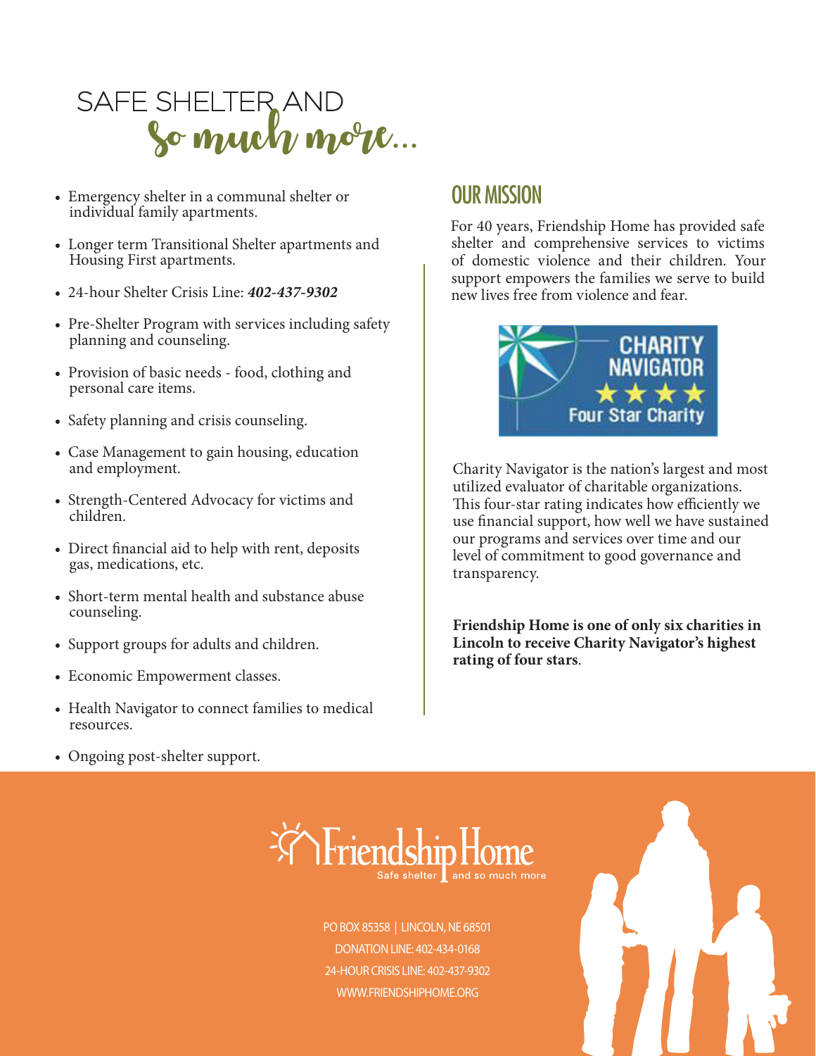# SAFE SHELTER AND
# So much more...

- Emergency shelter in a communal shelter or individual family apartments.
- Longer term Transitional Shelter apartments and Housing First apartments.
- 24-hour Shelter Crisis Line: ***402-437-9302***
- Pre-Shelter Program with services including safety planning and counseling.
- Provision of basic needs - food, clothing and personal care items.
- Safety planning and crisis counseling.
- Case Management to gain housing, education and employment.
- Strength-Centered Advocacy for victims and children.
- Direct financial aid to help with rent, deposits gas, medications, etc.
- Short-term mental health and substance abuse counseling.
- Support groups for adults and children.
- Economic Empowerment classes.
- Health Navigator to connect families to medical resources.
- Ongoing post-shelter support.

## OUR MISSION

For 40 years, Friendship Home has provided safe shelter and comprehensive services to victims of domestic violence and their children. Your support empowers the families we serve to build new lives free from violence and fear.

CHARITY NAVIGATOR
★★★★
Four Star Charity

Charity Navigator is the nation's largest and most utilized evaluator of charitable organizations. This four-star rating indicates how efficiently we use financial support, how well we have sustained our programs and services over time and our level of commitment to good governance and transparency.

**Friendship Home is one of only six charities in Lincoln to receive Charity Navigator's highest rating of four stars**.

Friendship Home
Safe shelter and so much more

PO BOX 85358 | LINCOLN, NE 68501
DONATION LINE: 402-434-0168
24-HOUR CRISIS LINE: 402-437-9302
WWW.FRIENDSHIPHOME.ORG